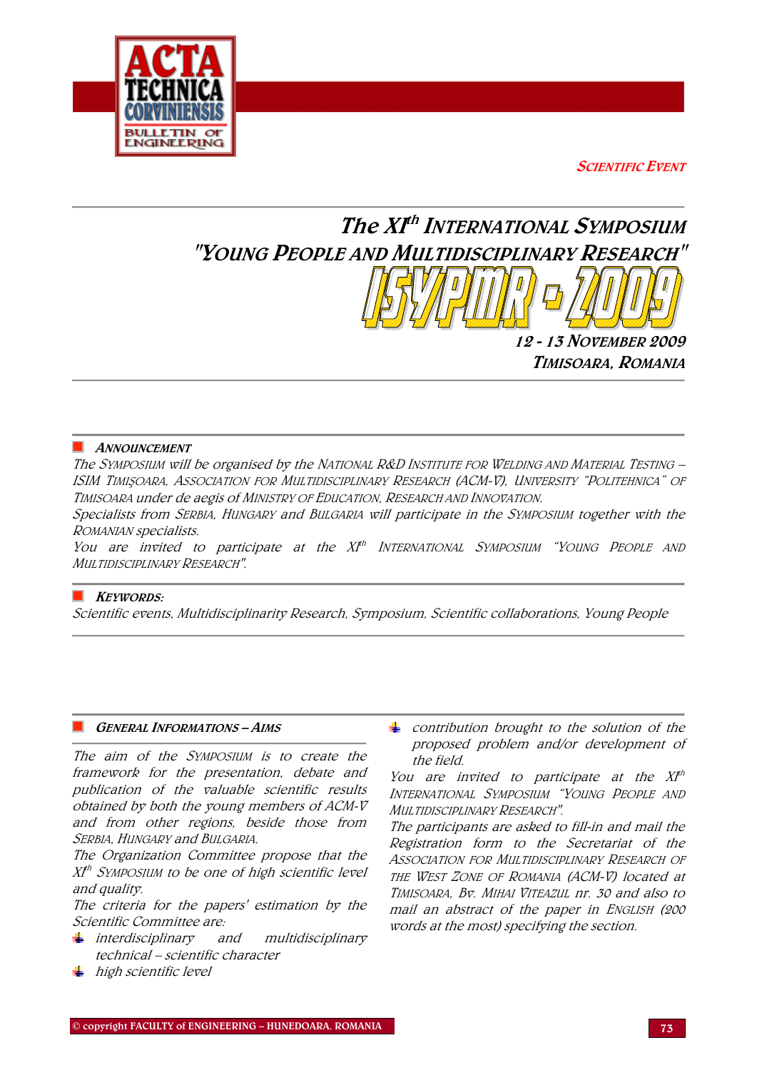SCIENTIFIC EVENT

# The XI[th] INTERNATIONAL SYMPOSIUM "YOUNG PEOPLE AND MULTIDISCIPLINARY RESEARCH"

## ISYPMR - 2009

12 - 13 NOVEMBER 2009
TIMISOARA, ROMANIA

### ANNOUNCEMENT

*The SYMPOSIUM will be organised by the NATIONAL R&D INSTITUTE FOR WELDING AND MATERIAL TESTING – ISIM TIMIŞOARA, ASSOCIATION FOR MULTIDISCIPLINARY RESEARCH (ACM-V), UNIVERSITY "POLITEHNICA" OF TIMISOARA under de aegis of MINISTRY OF EDUCATION, RESEARCH AND INNOVATION.*

*Specialists from SERBIA, HUNGARY and BULGARIA will participate in the SYMPOSIUM together with the ROMANIAN specialists.*

*You are invited to participate at the XI[th] INTERNATIONAL SYMPOSIUM "YOUNG PEOPLE AND MULTIDISCIPLINARY RESEARCH".*

### KEYWORDS:

*Scientific events, Multidisciplinarity Research, Symposium, Scientific collaborations, Young People*

### GENERAL INFORMATIONS – AIMS

*The aim of the SYMPOSIUM is to create the framework for the presentation, debate and publication of the valuable scientific results obtained by both the young members of ACM-V and from other regions, beside those from SERBIA, HUNGARY and BULGARIA.*

*The Organization Committee propose that the XI[th] SYMPOSIUM to be one of high scientific level and quality.*

*The criteria for the papers' estimation by the Scientific Committee are:*

- *interdisciplinary and multidisciplinary technical – scientific character*
- *high scientific level*
- *contribution brought to the solution of the proposed problem and/or development of the field.*

*You are invited to participate at the XI[th] INTERNATIONAL SYMPOSIUM "YOUNG PEOPLE AND MULTIDISCIPLINARY RESEARCH".*

*The participants are asked to fill-in and mail the Registration form to the Secretariat of the ASSOCIATION FOR MULTIDISCIPLINARY RESEARCH OF THE WEST ZONE OF ROMANIA (ACM-V) located at TIMISOARA, BV. MIHAI VITEAZUL nr. 30 and also to mail an abstract of the paper in ENGLISH (200 words at the most) specifying the section.*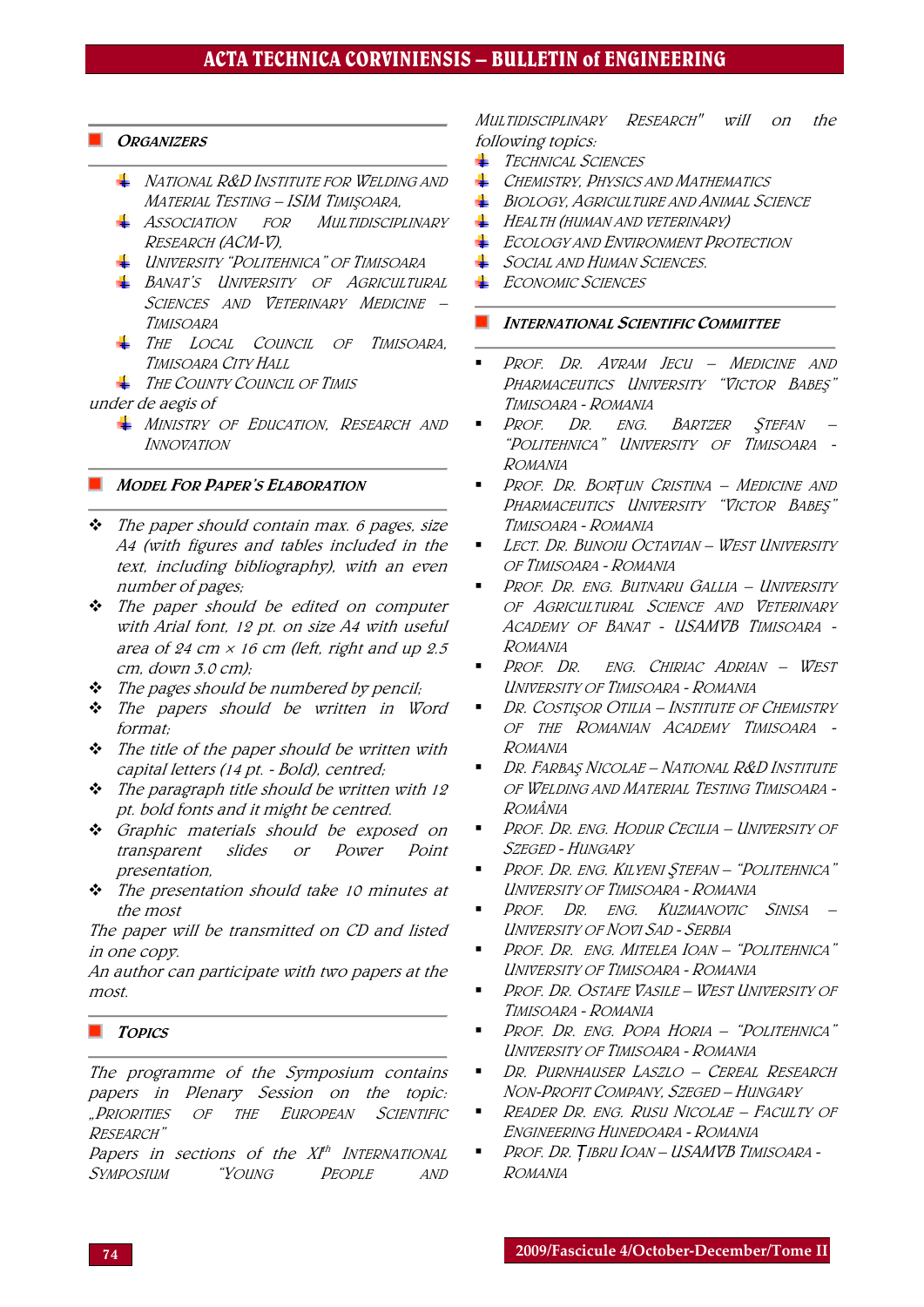## ORGANIZERS

- NATIONAL R&D INSTITUTE FOR WELDING AND MATERIAL TESTING – ISIM TIMIŞOARA,
- ASSOCIATION FOR MULTIDISCIPLINARY RESEARCH (ACM-V),
- UNIVERSITY "POLITEHNICA" OF TIMISOARA
- BANAT'S UNIVERSITY OF AGRICULTURAL SCIENCES AND VETERINARY MEDICINE – TIMISOARA
- THE LOCAL COUNCIL OF TIMISOARA, TIMISOARA CITY HALL
- THE COUNTY COUNCIL OF TIMIS

under de aegis of

- MINISTRY OF EDUCATION, RESEARCH AND INNOVATION

## MODEL FOR PAPER'S ELABORATION

- The paper should contain max. 6 pages, size A4 (with figures and tables included in the text, including bibliography), with an even number of pages;
- The paper should be edited on computer with Arial font, 12 pt. on size A4 with useful area of 24 cm × 16 cm (left, right and up 2.5 cm, down 3.0 cm);
- The pages should be numbered by pencil;
- The papers should be written in Word format;
- The title of the paper should be written with capital letters (14 pt. - Bold), centred;
- The paragraph title should be written with 12 pt. bold fonts and it might be centred.
- Graphic materials should be exposed on transparent slides or Power Point presentation,
- The presentation should take 10 minutes at the most

The paper will be transmitted on CD and listed in one copy.

An author can participate with two papers at the most.

## TOPICS

The programme of the Symposium contains papers in Plenary Session on the topic: „PRIORITIES OF THE EUROPEAN SCIENTIFIC RESEARCH"

Papers in sections of the XI[th] INTERNATIONAL SYMPOSIUM "YOUNG PEOPLE AND MULTIDISCIPLINARY RESEARCH" will on the following topics:

- TECHNICAL SCIENCES
- CHEMISTRY, PHYSICS AND MATHEMATICS
- BIOLOGY, AGRICULTURE AND ANIMAL SCIENCE
- HEALTH (HUMAN AND VETERINARY)
- ECOLOGY AND ENVIRONMENT PROTECTION
- SOCIAL AND HUMAN SCIENCES.
- ECONOMIC SCIENCES

## INTERNATIONAL SCIENTIFIC COMMITTEE

- PROF. DR. AVRAM JECU – MEDICINE AND PHARMACEUTICS UNIVERSITY "VICTOR BABEŞ" TIMISOARA - ROMANIA
- PROF. DR. ENG. BARTZER ŞTEFAN – "POLITEHNICA" UNIVERSITY OF TIMISOARA - ROMANIA
- PROF. DR. BORŢUN CRISTINA – MEDICINE AND PHARMACEUTICS UNIVERSITY "VICTOR BABEŞ" TIMISOARA - ROMANIA
- LECT. DR. BUNOIU OCTAVIAN – WEST UNIVERSITY OF TIMISOARA - ROMANIA
- PROF. DR. ENG. BUTNARU GALLIA – UNIVERSITY OF AGRICULTURAL SCIENCE AND VETERINARY ACADEMY OF BANAT - USAMVB TIMISOARA - ROMANIA
- PROF. DR. ENG. CHIRIAC ADRIAN – WEST UNIVERSITY OF TIMISOARA - ROMANIA
- DR. COSTIŞOR OTILIA – INSTITUTE OF CHEMISTRY OF THE ROMANIAN ACADEMY TIMISOARA - ROMANIA
- DR. FARBAŞ NICOLAE – NATIONAL R&D INSTITUTE OF WELDING AND MATERIAL TESTING TIMISOARA - ROMÂNIA
- PROF. DR. ENG. HODUR CECILIA – UNIVERSITY OF SZEGED - HUNGARY
- PROF. DR. ENG. KILYENI ŞTEFAN – "POLITEHNICA" UNIVERSITY OF TIMISOARA - ROMANIA
- PROF. DR. ENG. KUZMANOVIC SINISA – UNIVERSITY OF NOVI SAD - SERBIA
- PROF. DR. ENG. MITELEA IOAN – "POLITEHNICA" UNIVERSITY OF TIMISOARA - ROMANIA
- PROF. DR. OSTAFE VASILE – WEST UNIVERSITY OF TIMISOARA - ROMANIA
- PROF. DR. ENG. POPA HORIA – "POLITEHNICA" UNIVERSITY OF TIMISOARA - ROMANIA
- DR. PURNHAUSER LASZLO – CEREAL RESEARCH NON-PROFIT COMPANY, SZEGED – HUNGARY
- READER DR. ENG. RUSU NICOLAE – FACULTY OF ENGINEERING HUNEDOARA - ROMANIA
- PROF. DR. ŢIBRU IOAN – USAMVB TIMISOARA - ROMANIA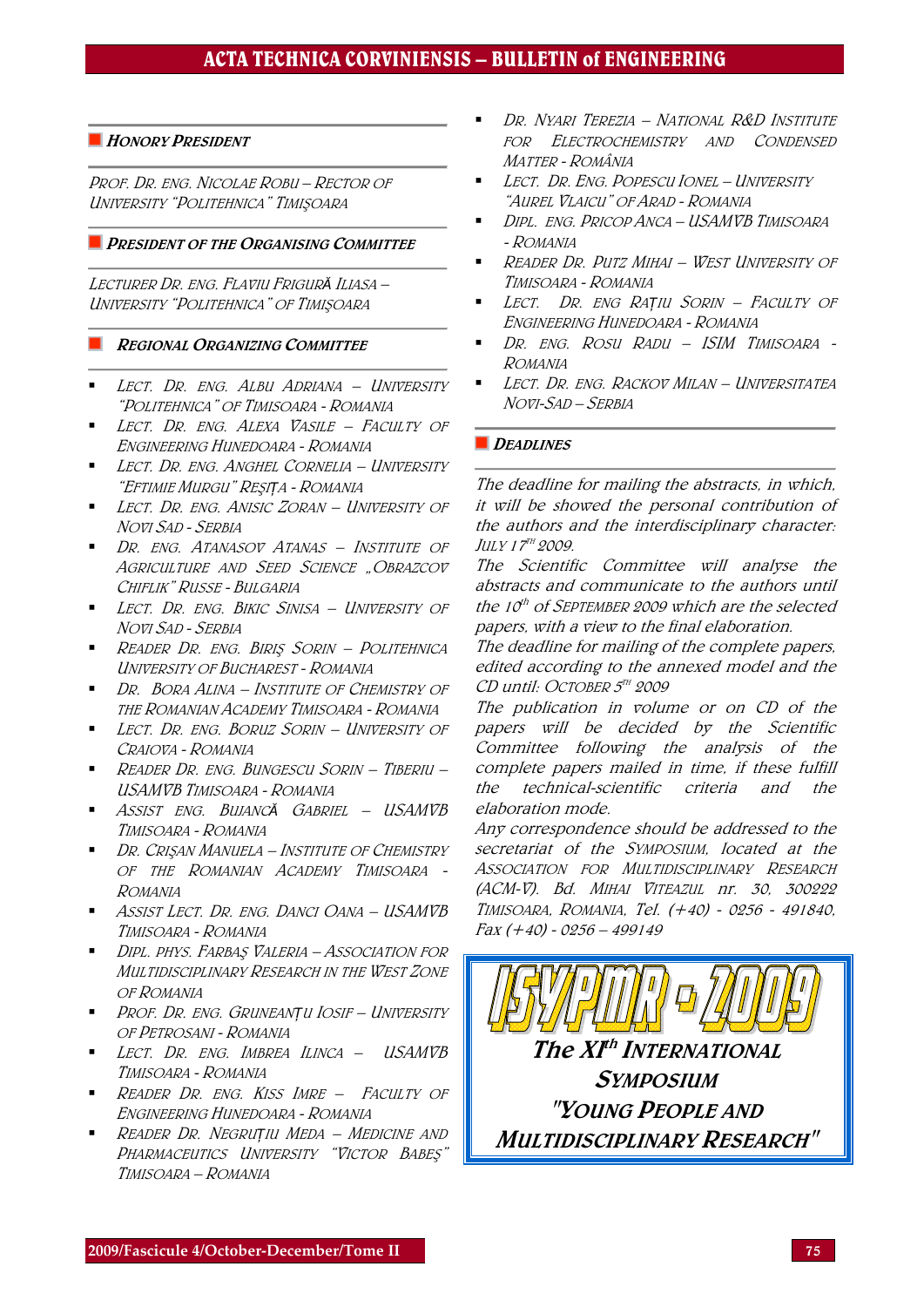## HONORY PRESIDENT

PROF. DR. ENG. NICOLAE ROBU – RECTOR OF UNIVERSITY "POLITEHNICA" TIMIŞOARA

## PRESIDENT OF THE ORGANISING COMMITTEE

LECTURER DR. ENG. FLAVIU FRIGURĂ ILIASA – UNIVERSITY "POLITEHNICA" OF TIMIŞOARA

## REGIONAL ORGANIZING COMMITTEE

- LECT. DR. ENG. ALBU ADRIANA – UNIVERSITY "POLITEHNICA" OF TIMISOARA - ROMANIA
- LECT. DR. ENG. ALEXA VASILE – FACULTY OF ENGINEERING HUNEDOARA - ROMANIA
- LECT. DR. ENG. ANGHEL CORNELIA – UNIVERSITY "EFTIMIE MURGU" REŞIŢA - ROMANIA
- LECT. DR. ENG. ANISIC ZORAN – UNIVERSITY OF NOVI SAD - SERBIA
- DR. ENG. ATANASOV ATANAS – INSTITUTE OF AGRICULTURE AND SEED SCIENCE „OBRAZCOV CHIFLIK" RUSSE - BULGARIA
- LECT. DR. ENG. BIKIC SINISA – UNIVERSITY OF NOVI SAD - SERBIA
- READER DR. ENG. BIRIŞ SORIN – POLITEHNICA UNIVERSITY OF BUCHAREST - ROMANIA
- DR. BORA ALINA – INSTITUTE OF CHEMISTRY OF THE ROMANIAN ACADEMY TIMISOARA - ROMANIA
- LECT. DR. ENG. BORUZ SORIN – UNIVERSITY OF CRAIOVA - ROMANIA
- READER DR. ENG. BUNGESCU SORIN – TIBERIU – USAMVB TIMISOARA - ROMANIA
- ASSIST ENG. BUJANCĂ GABRIEL – USAMVB TIMISOARA - ROMANIA
- DR. CRIŞAN MANUELA – INSTITUTE OF CHEMISTRY OF THE ROMANIAN ACADEMY TIMISOARA - ROMANIA
- ASSIST LECT. DR. ENG. DANCI OANA – USAMVB TIMISOARA - ROMANIA
- DIPL. PHYS. FARBAŞ VALERIA – ASSOCIATION FOR MULTIDISCIPLINARY RESEARCH IN THE WEST ZONE OF ROMANIA
- PROF. DR. ENG. GRUNEANŢU IOSIF – UNIVERSITY OF PETROSANI - ROMANIA
- LECT. DR. ENG. IMBREA ILINCA – USAMVB TIMISOARA - ROMANIA
- READER DR. ENG. KISS IMRE – FACULTY OF ENGINEERING HUNEDOARA - ROMANIA
- READER DR. NEGRUŢIU MEDA – MEDICINE AND PHARMACEUTICS UNIVERSITY "VICTOR BABEŞ" TIMISOARA – ROMANIA
- DR. NYARI TEREZIA – NATIONAL R&D INSTITUTE FOR ELECTROCHEMISTRY AND CONDENSED MATTER - ROMÂNIA
- LECT. DR. ENG. POPESCU IONEL – UNIVERSITY "AUREL VLAICU" OF ARAD - ROMANIA
- DIPL. ENG. PRICOP ANCA – USAMVB TIMISOARA - ROMANIA
- READER DR. PUTZ MIHAI – WEST UNIVERSITY OF TIMISOARA - ROMANIA
- LECT. DR. ENG RAŢIU SORIN – FACULTY OF ENGINEERING HUNEDOARA - ROMANIA
- DR. ENG. ROSU RADU – ISIM TIMISOARA - ROMANIA
- LECT. DR. ENG. RACKOV MILAN – UNIVERSITATEA NOVI-SAD – SERBIA

## DEADLINES

The deadline for mailing the abstracts, in which, it will be showed the personal contribution of the authors and the interdisciplinary character: JULY 17TH 2009.

The Scientific Committee will analyse the abstracts and communicate to the authors until the 10th of SEPTEMBER 2009 which are the selected papers, with a view to the final elaboration.

The deadline for mailing of the complete papers, edited according to the annexed model and the CD until: OCTOBER 5TH 2009

The publication in volume or on CD of the papers will be decided by the Scientific Committee following the analysis of the complete papers mailed in time, if these fulfill the technical-scientific criteria and the elaboration mode.

Any correspondence should be addressed to the secretariat of the SYMPOSIUM, located at the ASSOCIATION FOR MULTIDISCIPLINARY RESEARCH (ACM-V). Bd. MIHAI VITEAZUL nr. 30, 300222 TIMISOARA, ROMANIA, Tel. (+40) - 0256 - 491840, Fax (+40) - 0256 – 499149

**ISYPMR - 2009**

**The XIth INTERNATIONAL SYMPOSIUM "YOUNG PEOPLE AND MULTIDISCIPLINARY RESEARCH"**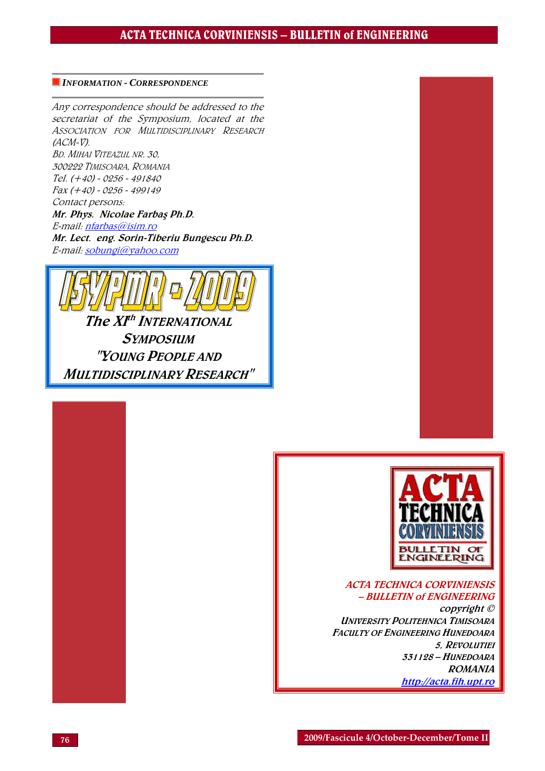## INFORMATION - CORRESPONDENCE

*Any correspondence should be addressed to the secretariat of the Symposium, located at the* ASSOCIATION FOR MULTIDISCIPLINARY RESEARCH (ACM-V).
BD. MIHAI VITEAZUL NR. 30,
300222 TIMISOARA, ROMANIA
Tel. (+40) - 0256 - 491840
Fax (+40) - 0256 - 499149
Contact persons:
**Mr. Phys. Nicolae Farbaş Ph.D.**
E-mail: nfarbas@isim.ro
**Mr. Lect. eng. Sorin-Tiberiu Bungescu Ph.D.**
E-mail: sobungi@yahoo.com

**ISYPMR - 2009**

**The XI$^{th}$ INTERNATIONAL SYMPOSIUM "YOUNG PEOPLE AND MULTIDISCIPLINARY RESEARCH"**

ACTA TECHNICA CORVINIENSIS BULLETIN OF ENGINEERING

***ACTA TECHNICA CORVINIENSIS – BULLETIN of ENGINEERING***
***copyright ©***
***UNIVERSITY POLITEHNICA TIMISOARA***
***FACULTY OF ENGINEERING HUNEDOARA***
***5, REVOLUTIEI***
***331128 – HUNEDOARA***
***ROMANIA***
***http://acta.fih.upt.ro***